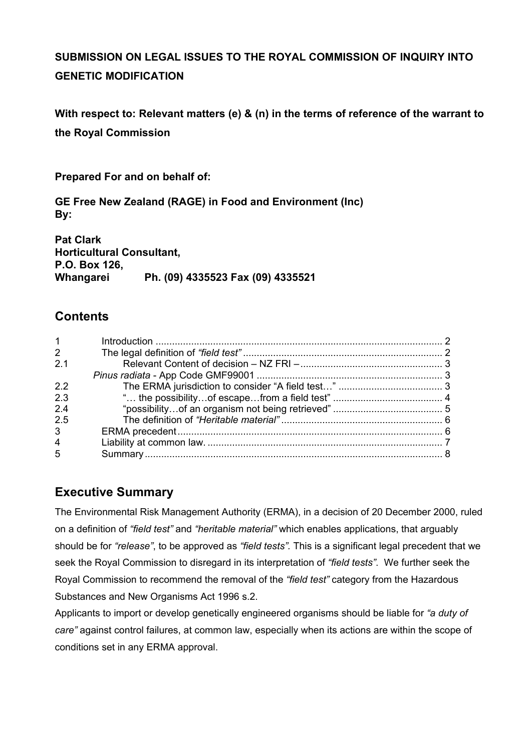**SUBMISSION ON LEGAL ISSUES TO THE ROYAL COMMISSION OF INQUIRY INTO GENETIC MODIFICATION**

**With respect to: Relevant matters (e) & (n) in the terms of reference of the warrant to the Royal Commission**

**Prepared For and on behalf of:**

**GE Free New Zealand (RAGE) in Food and Environment (Inc)**
**By:**

**Pat Clark**
**Horticultural Consultant,**
**P.O. Box 126,**
**Whangarei Ph. (09) 4335523 Fax (09) 4335521**

## Contents

| | | |
|---|---|---|
| 1 | Introduction | 2 |
| 2 | The legal definition of *"field test"* | 2 |
| 2.1 | Relevant Content of decision – NZ FRI – *Pinus radiata* - App Code GMF99001 | 3 |
| 2.2 | The ERMA jurisdiction to consider "A field test…" | 3 |
| 2.3 | "… the possibility…of escape…from a field test" | 4 |
| 2.4 | "possibility…of an organism not being retrieved" | 5 |
| 2.5 | The definition of *"Heritable material"* | 6 |
| 3 | ERMA precedent | 6 |
| 4 | Liability at common law. | 7 |
| 5 | Summary | 8 |

## Executive Summary

The Environmental Risk Management Authority (ERMA), in a decision of 20 December 2000, ruled on a definition of *"field test"* and *"heritable material"* which enables applications, that arguably should be for *"release"*, to be approved as *"field tests".* This is a significant legal precedent that we seek the Royal Commission to disregard in its interpretation of *"field tests"*. We further seek the Royal Commission to recommend the removal of the *"field test"* category from the Hazardous Substances and New Organisms Act 1996 s.2.

Applicants to import or develop genetically engineered organisms should be liable for *"a duty of care"* against control failures, at common law, especially when its actions are within the scope of conditions set in any ERMA approval.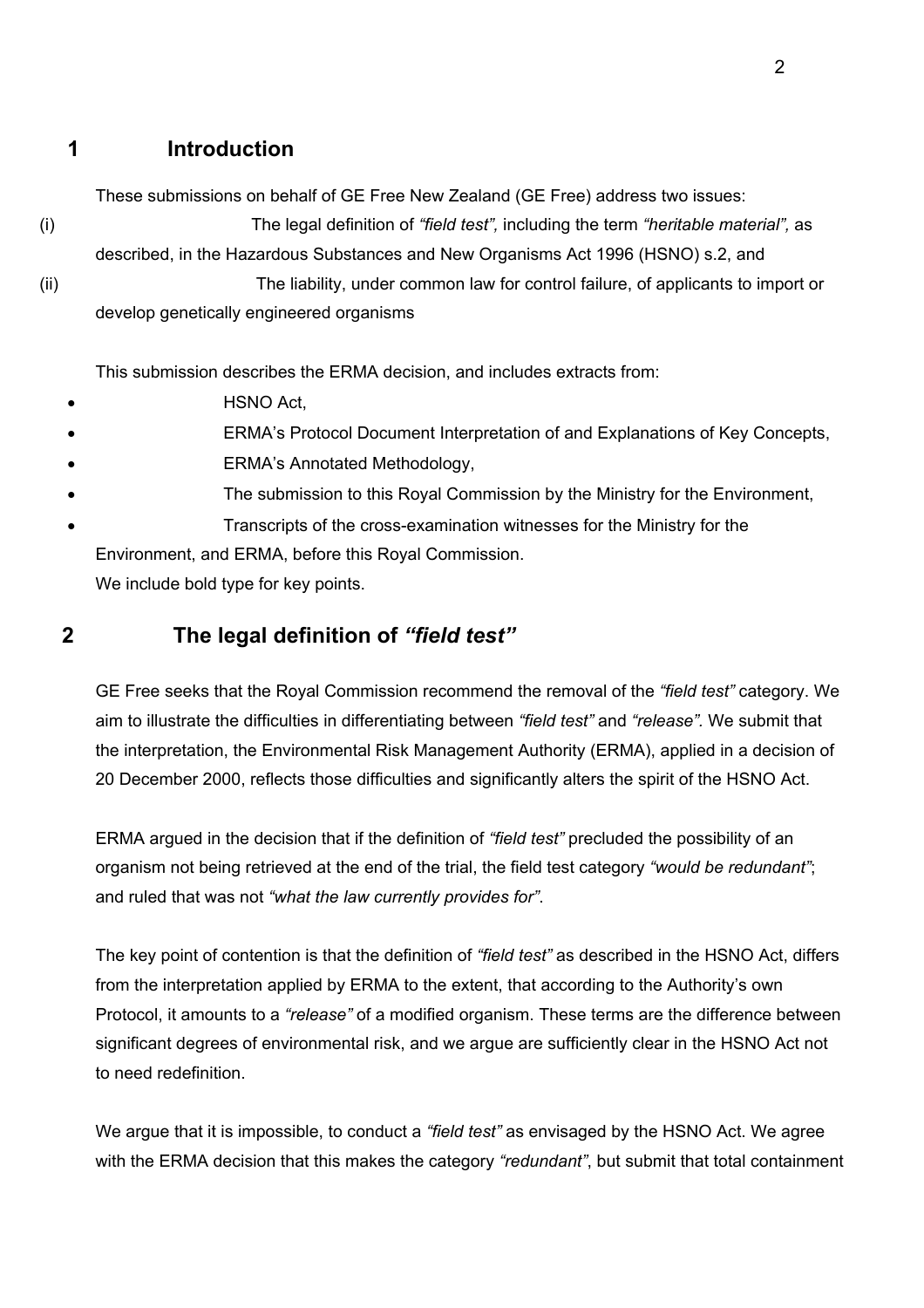## 1 Introduction

These submissions on behalf of GE Free New Zealand (GE Free) address two issues:

(i) The legal definition of *"field test",* including the term *"heritable material",* as described, in the Hazardous Substances and New Organisms Act 1996 (HSNO) s.2, and

(ii) The liability, under common law for control failure, of applicants to import or develop genetically engineered organisms

This submission describes the ERMA decision, and includes extracts from:

- HSNO Act,
- ERMA's Protocol Document Interpretation of and Explanations of Key Concepts,
- ERMA's Annotated Methodology,
- The submission to this Royal Commission by the Ministry for the Environment,
- Transcripts of the cross-examination witnesses for the Ministry for the Environment, and ERMA, before this Royal Commission.

We include bold type for key points.

## 2 The legal definition of *"field test"*

GE Free seeks that the Royal Commission recommend the removal of the *"field test"* category. We aim to illustrate the difficulties in differentiating between *"field test"* and *"release".* We submit that the interpretation, the Environmental Risk Management Authority (ERMA), applied in a decision of 20 December 2000, reflects those difficulties and significantly alters the spirit of the HSNO Act.

ERMA argued in the decision that if the definition of *"field test"* precluded the possibility of an organism not being retrieved at the end of the trial, the field test category *"would be redundant"*; and ruled that was not *"what the law currently provides for"*.

The key point of contention is that the definition of *"field test"* as described in the HSNO Act, differs from the interpretation applied by ERMA to the extent, that according to the Authority's own Protocol, it amounts to a *"release"* of a modified organism. These terms are the difference between significant degrees of environmental risk, and we argue are sufficiently clear in the HSNO Act not to need redefinition.

We argue that it is impossible, to conduct a *"field test"* as envisaged by the HSNO Act. We agree with the ERMA decision that this makes the category *"redundant"*, but submit that total containment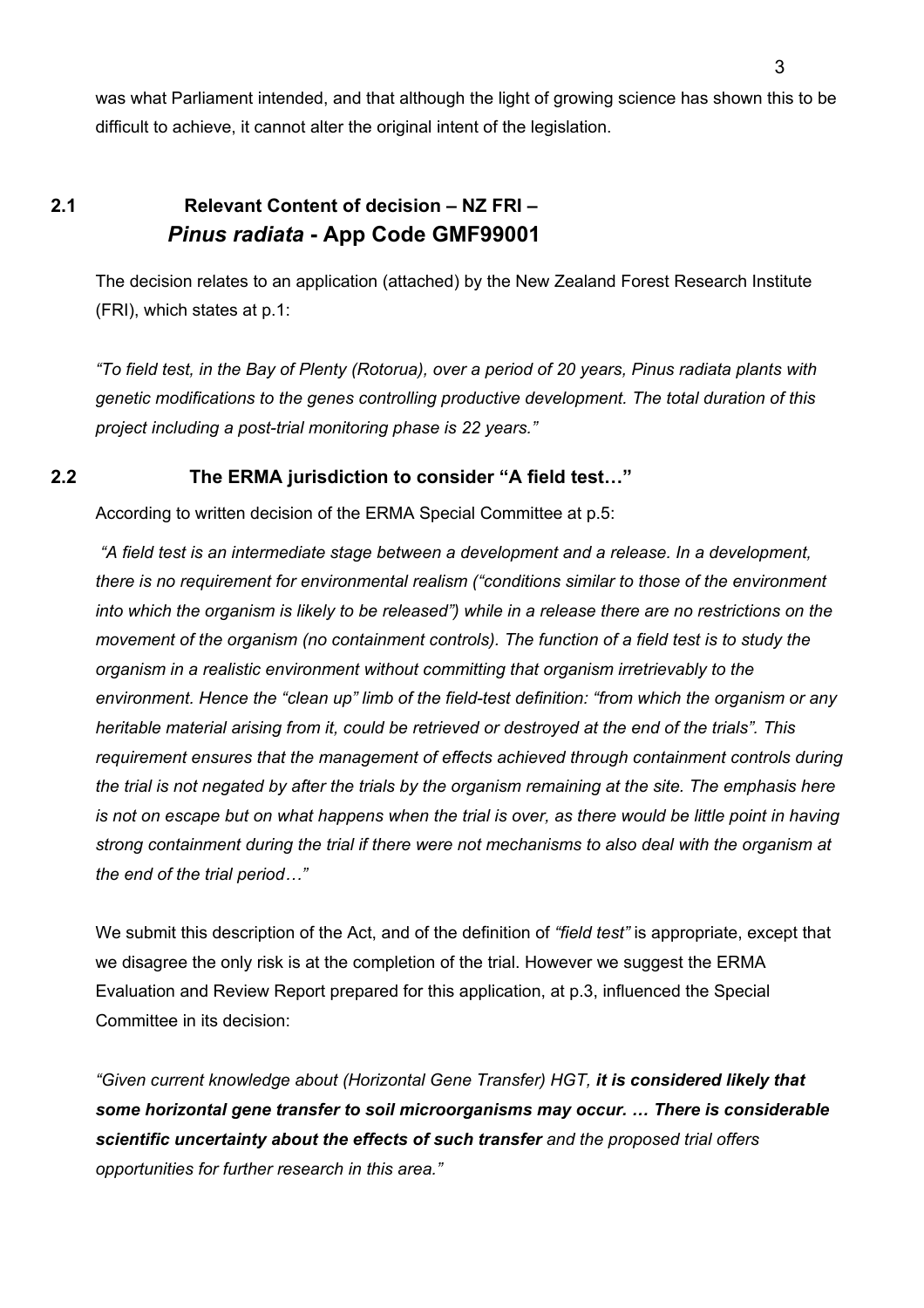was what Parliament intended, and that although the light of growing science has shown this to be difficult to achieve, it cannot alter the original intent of the legislation.

## 2.1 Relevant Content of decision – NZ FRI – *Pinus radiata* - App Code GMF99001

The decision relates to an application (attached) by the New Zealand Forest Research Institute (FRI), which states at p.1:

*"To field test, in the Bay of Plenty (Rotorua), over a period of 20 years, Pinus radiata plants with genetic modifications to the genes controlling productive development. The total duration of this project including a post-trial monitoring phase is 22 years."*

## 2.2 The ERMA jurisdiction to consider "A field test…"

According to written decision of the ERMA Special Committee at p.5:

*"A field test is an intermediate stage between a development and a release. In a development, there is no requirement for environmental realism ("conditions similar to those of the environment into which the organism is likely to be released") while in a release there are no restrictions on the movement of the organism (no containment controls). The function of a field test is to study the organism in a realistic environment without committing that organism irretrievably to the environment. Hence the "clean up" limb of the field-test definition: "from which the organism or any heritable material arising from it, could be retrieved or destroyed at the end of the trials". This requirement ensures that the management of effects achieved through containment controls during the trial is not negated by after the trials by the organism remaining at the site. The emphasis here is not on escape but on what happens when the trial is over, as there would be little point in having strong containment during the trial if there were not mechanisms to also deal with the organism at the end of the trial period…"*

We submit this description of the Act, and of the definition of *"field test"* is appropriate, except that we disagree the only risk is at the completion of the trial. However we suggest the ERMA Evaluation and Review Report prepared for this application, at p.3, influenced the Special Committee in its decision:

*"Given current knowledge about (Horizontal Gene Transfer) HGT, **it is considered likely that some horizontal gene transfer to soil microorganisms may occur. … There is considerable scientific uncertainty about the effects of such transfer** and the proposed trial offers opportunities for further research in this area."*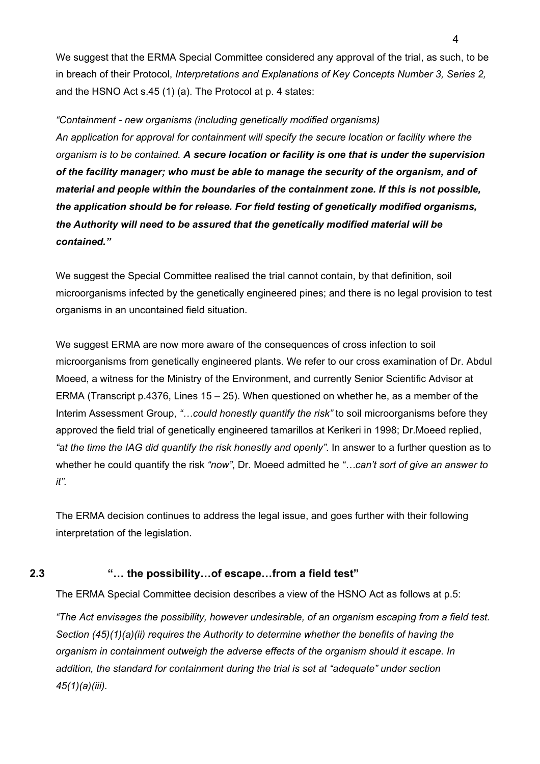We suggest that the ERMA Special Committee considered any approval of the trial, as such, to be in breach of their Protocol, *Interpretations and Explanations of Key Concepts Number 3, Series 2,* and the HSNO Act s.45 (1) (a). The Protocol at p. 4 states:

*"Containment - new organisms (including genetically modified organisms)*
*An application for approval for containment will specify the secure location or facility where the organism is to be contained.* ***A secure location or facility is one that is under the supervision of the facility manager; who must be able to manage the security of the organism, and of material and people within the boundaries of the containment zone. If this is not possible, the application should be for release. For field testing of genetically modified organisms, the Authority will need to be assured that the genetically modified material will be contained."***

We suggest the Special Committee realised the trial cannot contain, by that definition, soil microorganisms infected by the genetically engineered pines; and there is no legal provision to test organisms in an uncontained field situation.

We suggest ERMA are now more aware of the consequences of cross infection to soil microorganisms from genetically engineered plants. We refer to our cross examination of Dr. Abdul Moeed, a witness for the Ministry of the Environment, and currently Senior Scientific Advisor at ERMA (Transcript p.4376, Lines 15 – 25). When questioned on whether he, as a member of the Interim Assessment Group, *"…could honestly quantify the risk"* to soil microorganisms before they approved the field trial of genetically engineered tamarillos at Kerikeri in 1998; Dr.Moeed replied, *"at the time the IAG did quantify the risk honestly and openly"*. In answer to a further question as to whether he could quantify the risk *"now"*, Dr. Moeed admitted he *"…can't sort of give an answer to it".*

The ERMA decision continues to address the legal issue, and goes further with their following interpretation of the legislation.

## 2.3 "… the possibility…of escape…from a field test"

The ERMA Special Committee decision describes a view of the HSNO Act as follows at p.5:

*"The Act envisages the possibility, however undesirable, of an organism escaping from a field test. Section (45)(1)(a)(ii) requires the Authority to determine whether the benefits of having the organism in containment outweigh the adverse effects of the organism should it escape. In addition, the standard for containment during the trial is set at "adequate" under section 45(1)(a)(iii).*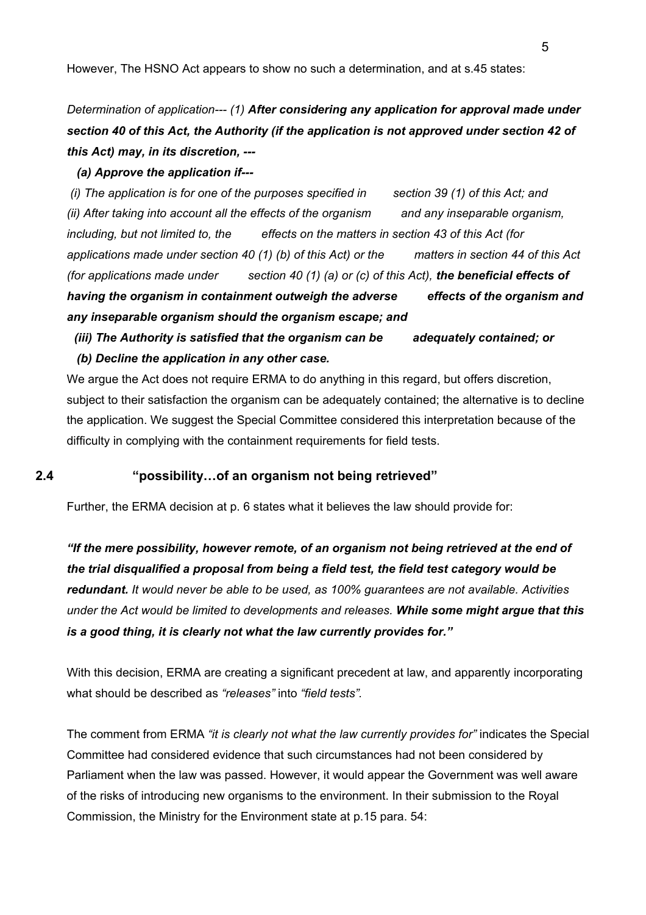However, The HSNO Act appears to show no such a determination, and at s.45 states:

*Determination of application--- (1)* ***After considering any application for approval made under section 40 of this Act, the Authority (if the application is not approved under section 42 of this Act) may, in its discretion, ---***

***(a) Approve the application if---***

*(i) The application is for one of the purposes specified in section 39 (1) of this Act; and*
*(ii) After taking into account all the effects of the organism and any inseparable organism, including, but not limited to, the effects on the matters in section 43 of this Act (for applications made under section 40 (1) (b) of this Act) or the matters in section 44 of this Act (for applications made under section 40 (1) (a) or (c) of this Act),* ***the beneficial effects of having the organism in containment outweigh the adverse effects of the organism and any inseparable organism should the organism escape; and***

***(iii) The Authority is satisfied that the organism can be adequately contained; or***

***(b) Decline the application in any other case.***

We argue the Act does not require ERMA to do anything in this regard, but offers discretion, subject to their satisfaction the organism can be adequately contained; the alternative is to decline the application. We suggest the Special Committee considered this interpretation because of the difficulty in complying with the containment requirements for field tests.

## 2.4 "possibility…of an organism not being retrieved"

Further, the ERMA decision at p. 6 states what it believes the law should provide for:

***"If the mere possibility, however remote, of an organism not being retrieved at the end of the trial disqualified a proposal from being a field test, the field test category would be redundant.*** *It would never be able to be used, as 100% guarantees are not available. Activities under the Act would be limited to developments and releases.* ***While some might argue that this is a good thing, it is clearly not what the law currently provides for."***

With this decision, ERMA are creating a significant precedent at law, and apparently incorporating what should be described as *"releases"* into *"field tests".*

The comment from ERMA *"it is clearly not what the law currently provides for"* indicates the Special Committee had considered evidence that such circumstances had not been considered by Parliament when the law was passed. However, it would appear the Government was well aware of the risks of introducing new organisms to the environment. In their submission to the Royal Commission, the Ministry for the Environment state at p.15 para. 54: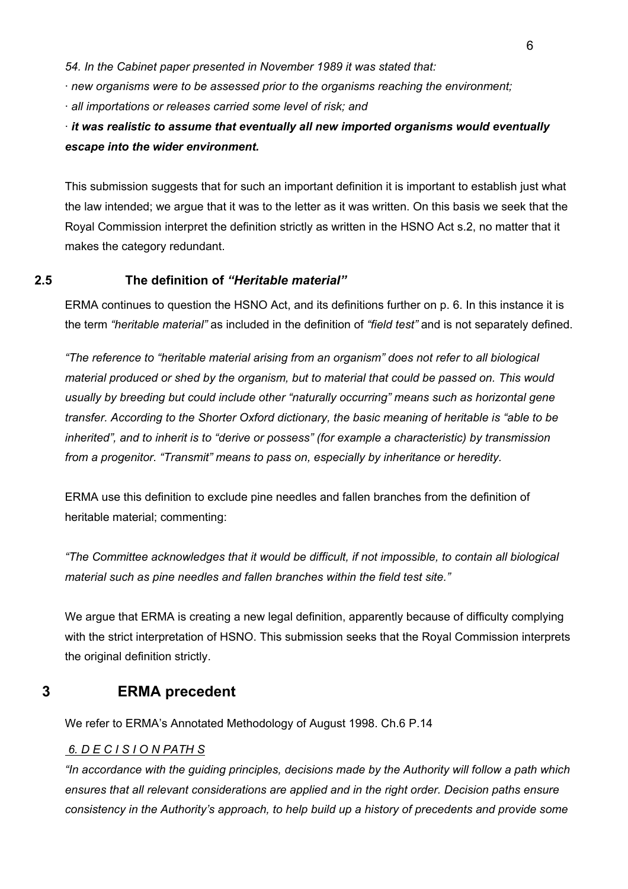*54. In the Cabinet paper presented in November 1989 it was stated that:*

*· new organisms were to be assessed prior to the organisms reaching the environment;*

*· all importations or releases carried some level of risk; and*

*· **it was realistic to assume that eventually all new imported organisms would eventually escape into the wider environment.***

This submission suggests that for such an important definition it is important to establish just what the law intended; we argue that it was to the letter as it was written. On this basis we seek that the Royal Commission interpret the definition strictly as written in the HSNO Act s.2, no matter that it makes the category redundant.

### 2.5 The definition of *"Heritable material"*

ERMA continues to question the HSNO Act, and its definitions further on p. 6. In this instance it is the term *"heritable material"* as included in the definition of *"field test"* and is not separately defined.

*"The reference to "heritable material arising from an organism" does not refer to all biological material produced or shed by the organism, but to material that could be passed on. This would usually by breeding but could include other "naturally occurring" means such as horizontal gene transfer. According to the Shorter Oxford dictionary, the basic meaning of heritable is "able to be inherited", and to inherit is to "derive or possess" (for example a characteristic) by transmission from a progenitor. "Transmit" means to pass on, especially by inheritance or heredity.*

ERMA use this definition to exclude pine needles and fallen branches from the definition of heritable material; commenting:

*"The Committee acknowledges that it would be difficult, if not impossible, to contain all biological material such as pine needles and fallen branches within the field test site."*

We argue that ERMA is creating a new legal definition, apparently because of difficulty complying with the strict interpretation of HSNO. This submission seeks that the Royal Commission interprets the original definition strictly.

## 3 ERMA precedent

We refer to ERMA's Annotated Methodology of August 1998. Ch.6 P.14

*6. D E C I S I O N PATH S*

*"In accordance with the guiding principles, decisions made by the Authority will follow a path which ensures that all relevant considerations are applied and in the right order. Decision paths ensure consistency in the Authority's approach, to help build up a history of precedents and provide some*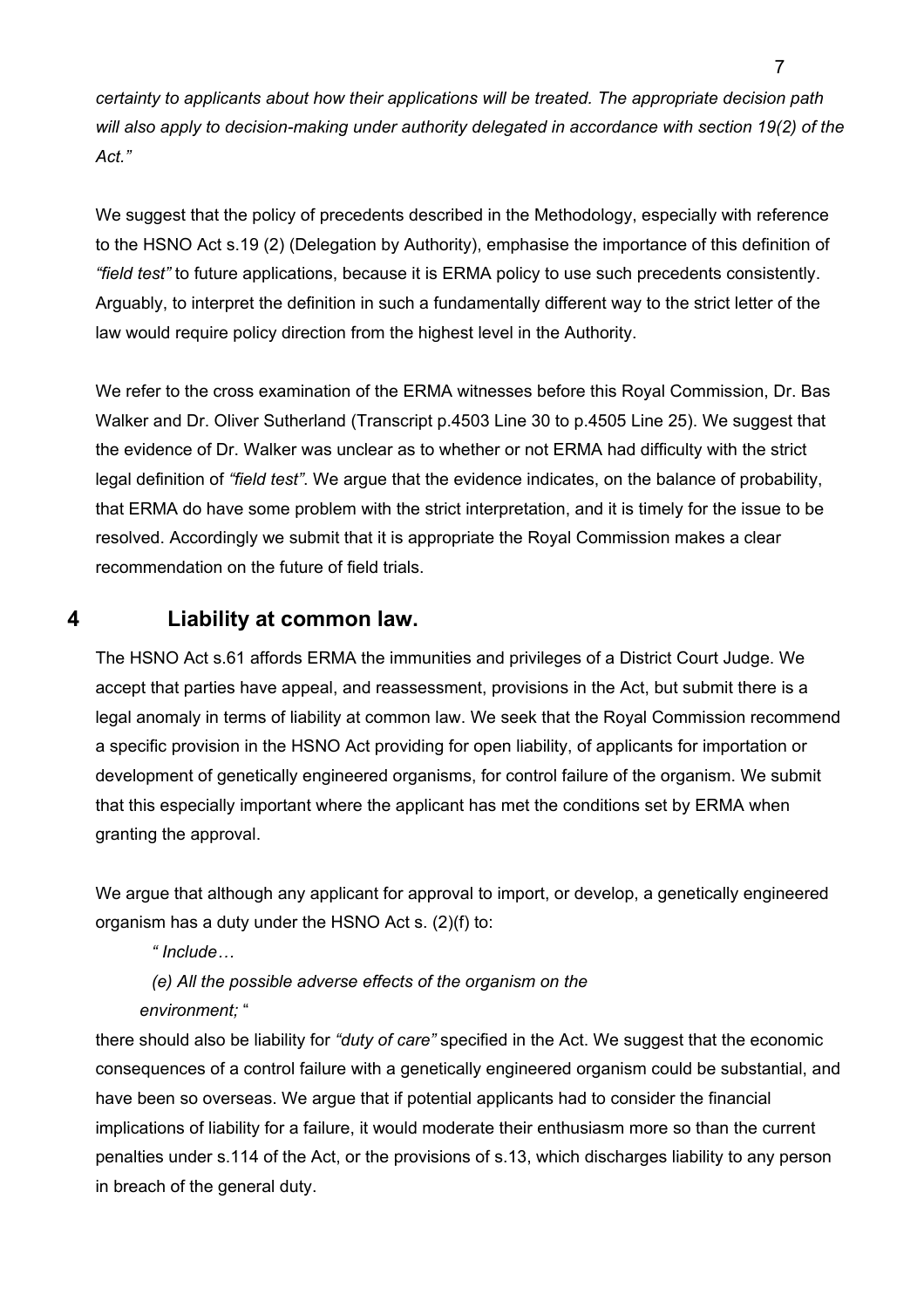*certainty to applicants about how their applications will be treated. The appropriate decision path will also apply to decision-making under authority delegated in accordance with section 19(2) of the Act."*

We suggest that the policy of precedents described in the Methodology, especially with reference to the HSNO Act s.19 (2) (Delegation by Authority), emphasise the importance of this definition of *"field test"* to future applications, because it is ERMA policy to use such precedents consistently. Arguably, to interpret the definition in such a fundamentally different way to the strict letter of the law would require policy direction from the highest level in the Authority.

We refer to the cross examination of the ERMA witnesses before this Royal Commission, Dr. Bas Walker and Dr. Oliver Sutherland (Transcript p.4503 Line 30 to p.4505 Line 25). We suggest that the evidence of Dr. Walker was unclear as to whether or not ERMA had difficulty with the strict legal definition of *"field test"*. We argue that the evidence indicates, on the balance of probability, that ERMA do have some problem with the strict interpretation, and it is timely for the issue to be resolved. Accordingly we submit that it is appropriate the Royal Commission makes a clear recommendation on the future of field trials.

## 4 Liability at common law.

The HSNO Act s.61 affords ERMA the immunities and privileges of a District Court Judge. We accept that parties have appeal, and reassessment, provisions in the Act, but submit there is a legal anomaly in terms of liability at common law. We seek that the Royal Commission recommend a specific provision in the HSNO Act providing for open liability, of applicants for importation or development of genetically engineered organisms, for control failure of the organism. We submit that this especially important where the applicant has met the conditions set by ERMA when granting the approval.

We argue that although any applicant for approval to import, or develop, a genetically engineered organism has a duty under the HSNO Act s. (2)(f) to:

> *" Include…*
>
> *(e) All the possible adverse effects of the organism on the environment;* "

there should also be liability for *"duty of care"* specified in the Act. We suggest that the economic consequences of a control failure with a genetically engineered organism could be substantial, and have been so overseas. We argue that if potential applicants had to consider the financial implications of liability for a failure, it would moderate their enthusiasm more so than the current penalties under s.114 of the Act, or the provisions of s.13, which discharges liability to any person in breach of the general duty.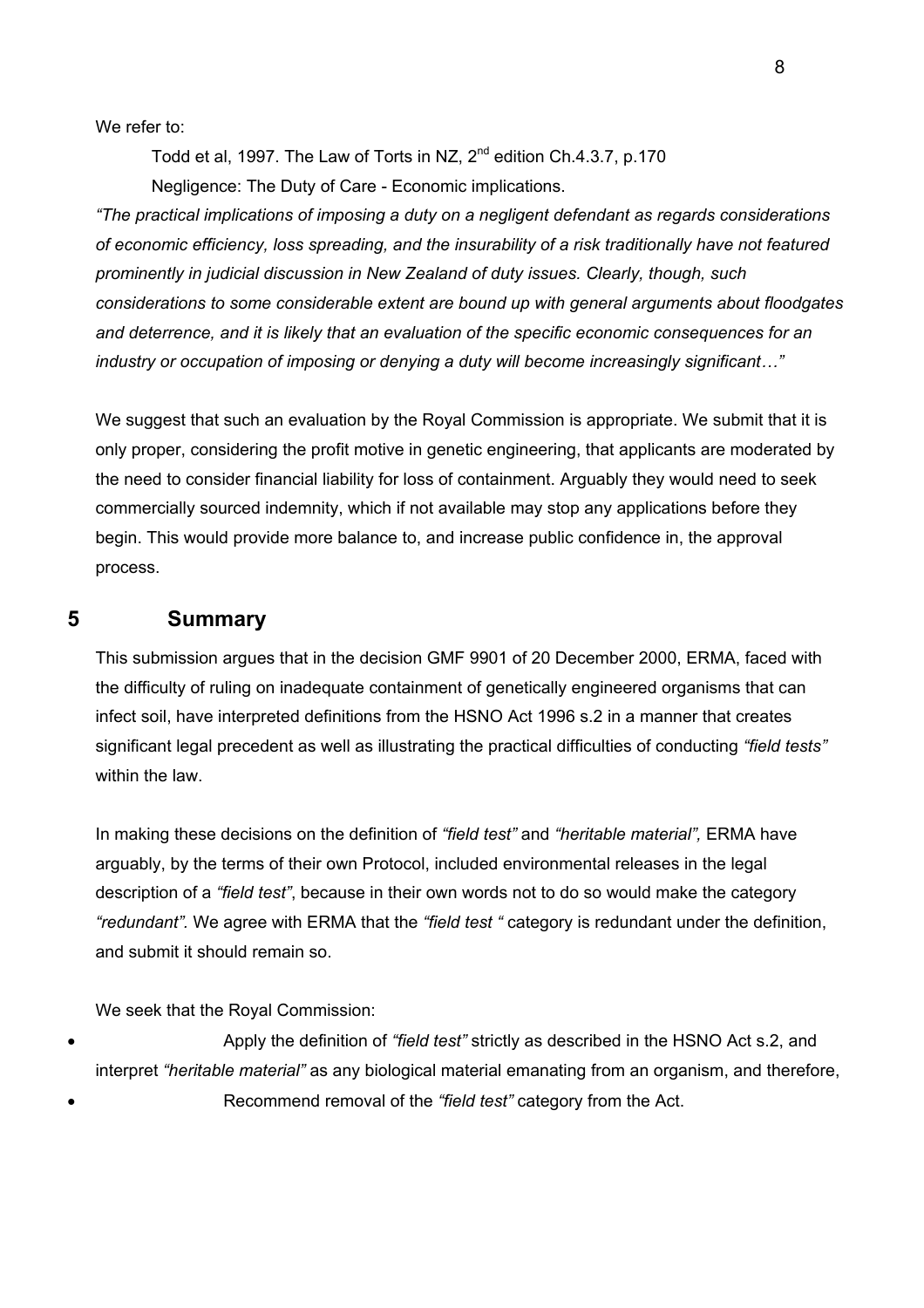We refer to:

Todd et al, 1997. The Law of Torts in NZ, 2nd edition Ch.4.3.7, p.170

Negligence: The Duty of Care - Economic implications.

*"The practical implications of imposing a duty on a negligent defendant as regards considerations of economic efficiency, loss spreading, and the insurability of a risk traditionally have not featured prominently in judicial discussion in New Zealand of duty issues. Clearly, though, such considerations to some considerable extent are bound up with general arguments about floodgates and deterrence, and it is likely that an evaluation of the specific economic consequences for an industry or occupation of imposing or denying a duty will become increasingly significant…"*

We suggest that such an evaluation by the Royal Commission is appropriate. We submit that it is only proper, considering the profit motive in genetic engineering, that applicants are moderated by the need to consider financial liability for loss of containment. Arguably they would need to seek commercially sourced indemnity, which if not available may stop any applications before they begin. This would provide more balance to, and increase public confidence in, the approval process.

## 5 Summary

This submission argues that in the decision GMF 9901 of 20 December 2000, ERMA, faced with the difficulty of ruling on inadequate containment of genetically engineered organisms that can infect soil, have interpreted definitions from the HSNO Act 1996 s.2 in a manner that creates significant legal precedent as well as illustrating the practical difficulties of conducting *"field tests"* within the law.

In making these decisions on the definition of *"field test"* and *"heritable material",* ERMA have arguably, by the terms of their own Protocol, included environmental releases in the legal description of a *"field test"*, because in their own words not to do so would make the category *"redundant"*. We agree with ERMA that the *"field test "* category is redundant under the definition, and submit it should remain so.

We seek that the Royal Commission:

- Apply the definition of *"field test"* strictly as described in the HSNO Act s.2, and interpret *"heritable material"* as any biological material emanating from an organism, and therefore,
- Recommend removal of the *"field test"* category from the Act.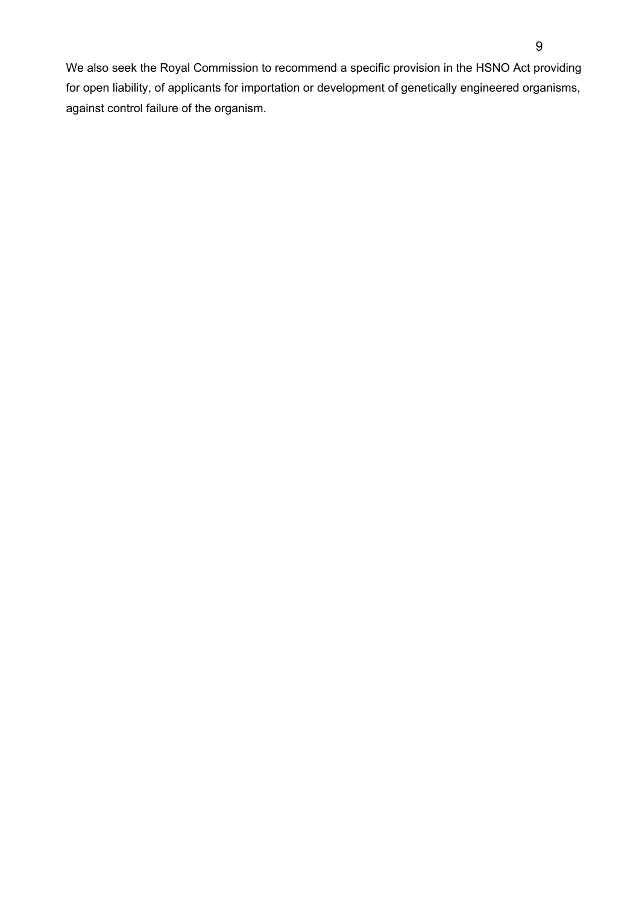We also seek the Royal Commission to recommend a specific provision in the HSNO Act providing for open liability, of applicants for importation or development of genetically engineered organisms, against control failure of the organism.